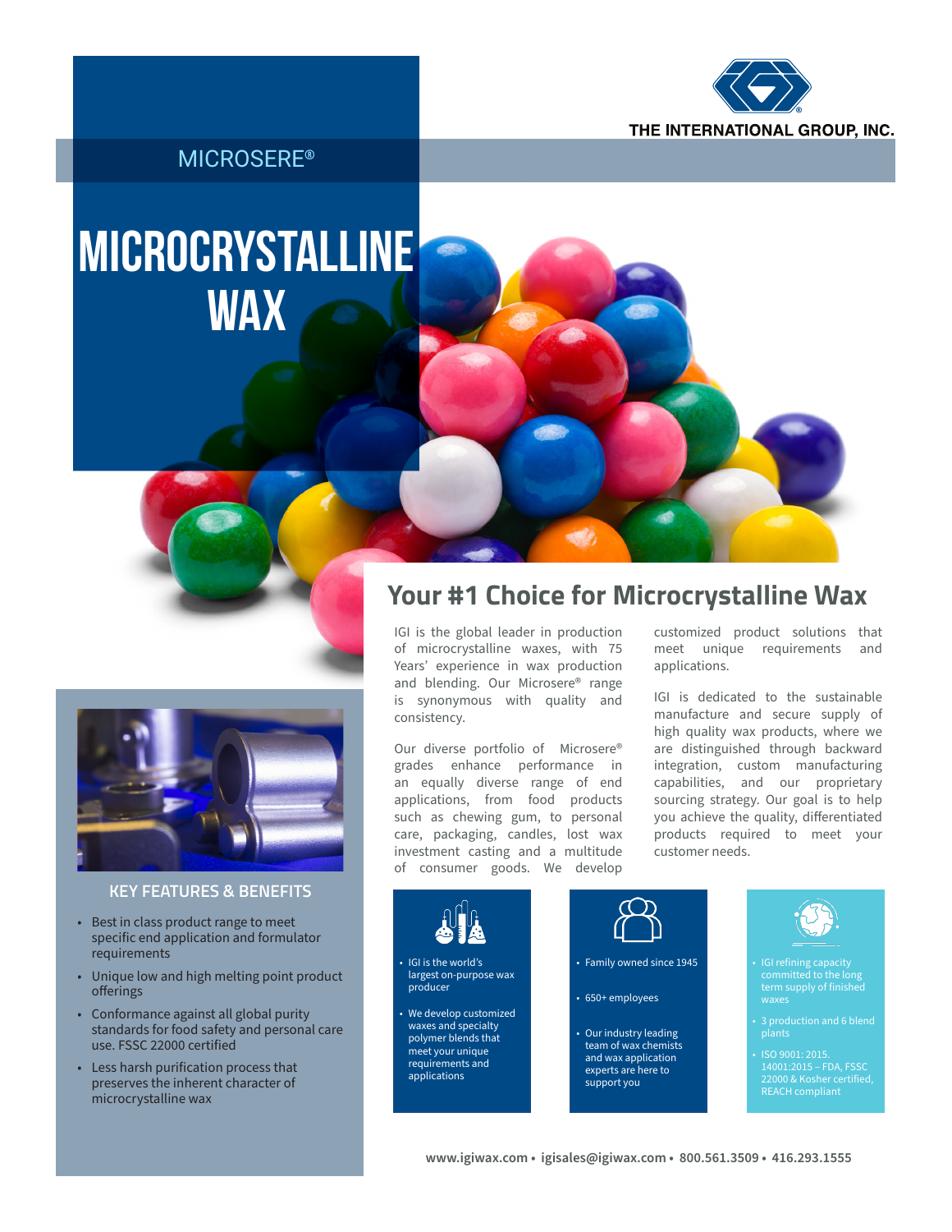THE INTERNATIONAL GROUP, INC.

MICROSERE®

# MICROCRYSTALLINE WAX

## Your #1 Choice for Microcrystalline Wax

IGI is the global leader in production of microcrystalline waxes, with 75 Years' experience in wax production and blending. Our Microsere® range is synonymous with quality and consistency.

Our diverse portfolio of Microsere® grades enhance performance in an equally diverse range of end applications, from food products such as chewing gum, to personal care, packaging, candles, lost wax investment casting and a multitude of consumer goods. We develop customized product solutions that meet unique requirements and applications.

IGI is dedicated to the sustainable manufacture and secure supply of high quality wax products, where we are distinguished through backward integration, custom manufacturing capabilities, and our proprietary sourcing strategy. Our goal is to help you achieve the quality, differentiated products required to meet your customer needs.

### KEY FEATURES & BENEFITS

- Best in class product range to meet specific end application and formulator requirements
- Unique low and high melting point product offerings
- Conformance against all global purity standards for food safety and personal care use. FSSC 22000 certified
- Less harsh purification process that preserves the inherent character of microcrystalline wax

- IGI is the world's largest on-purpose wax producer
- We develop customized waxes and specialty polymer blends that meet your unique requirements and applications

- Family owned since 1945
- 650+ employees
- Our industry leading team of wax chemists and wax application experts are here to support you

- IGI refining capacity committed to the long term supply of finished waxes
- 3 production and 6 blend plants
- ISO 9001: 2015. 14001:2015 – FDA, FSSC 22000 & Kosher certified, REACH compliant

**www.igiwax.com • igisales@igiwax.com • 800.561.3509 • 416.293.1555**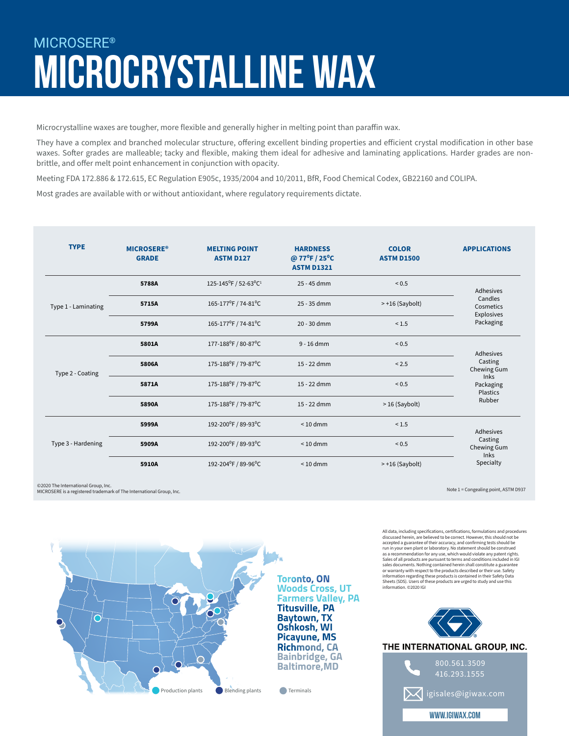MICROSERE®

# MICROCRYSTALLINE WAX

Microcrystalline waxes are tougher, more flexible and generally higher in melting point than paraffin wax.

They have a complex and branched molecular structure, offering excellent binding properties and efficient crystal modification in other base waxes. Softer grades are malleable; tacky and flexible, making them ideal for adhesive and laminating applications. Harder grades are non-brittle, and offer melt point enhancement in conjunction with opacity.

Meeting FDA 172.886 & 172.615, EC Regulation E905c, 1935/2004 and 10/2011, BfR, Food Chemical Codex, GB22160 and COLIPA.

Most grades are available with or without antioxidant, where regulatory requirements dictate.

| TYPE | MICROSERE® GRADE | MELTING POINT ASTM D127 | HARDNESS @ 77°F / 25°C ASTM D1321 | COLOR ASTM D1500 | APPLICATIONS |
|---|---|---|---|---|---|
| Type 1 - Laminating | **5788A** | 125-145°F / 52-63°C[1] | 25 - 45 dmm | < 0.5 | Adhesives, Candles, Cosmetics, Explosives, Packaging |
| | **5715A** | 165-177°F / 74-81°C | 25 - 35 dmm | > +16 (Saybolt) | |
| | **5799A** | 165-177°F / 74-81°C | 20 - 30 dmm | < 1.5 | |
| Type 2 - Coating | **5801A** | 177-188°F / 80-87°C | 9 - 16 dmm | < 0.5 | Adhesives, Casting, Chewing Gum, Inks, Packaging, Plastics, Rubber |
| | **5806A** | 175-188°F / 79-87°C | 15 - 22 dmm | < 2.5 | |
| | **5871A** | 175-188°F / 79-87°C | 15 - 22 dmm | < 0.5 | |
| | **5890A** | 175-188°F / 79-87°C | 15 - 22 dmm | > 16 (Saybolt) | |
| Type 3 - Hardening | **5999A** | 192-200°F / 89-93°C | < 10 dmm | < 1.5 | Adhesives, Casting, Chewing Gum, Inks, Specialty |
| | **5909A** | 192-200°F / 89-93°C | < 10 dmm | < 0.5 | |
| | **5910A** | 192-204°F / 89-96°C | < 10 dmm | > +16 (Saybolt) | |

©2020 The International Group, Inc.
MICROSERE is a registered trademark of The International Group, Inc.

Note 1 = Congealing point, ASTM D937

Production plants
Blending plants
Terminals

**Toronto, ON**
**Woods Cross, UT**
**Farmers Valley, PA**
**Titusville, PA**
**Baytown, TX**
**Oshkosh, WI**
**Picayune, MS**
**Richmond, CA**
**Bainbridge, GA**
**Baltimore,MD**

All data, including specifications, certifications, formulations and procedures discussed herein, are believed to be correct. However, this should not be accepted a guarantee of their accuracy, and confirming tests should be run in your own plant or laboratory. No statement should be construed as a recommendation for any use, which would violate any patent rights. Sales of all products are pursuant to terms and conditions included in IGI sales documents. Nothing contained herein shall constitute a guarantee or warranty with respect to the products described or their use. Safety information regarding these products is contained in their Safety Data Sheets (SDS). Users of these products are urged to study and use this information. ©2020 IGI

THE INTERNATIONAL GROUP, INC.

800.561.3509
416.293.1555

igisales@igiwax.com

WWW.IGIWAX.COM